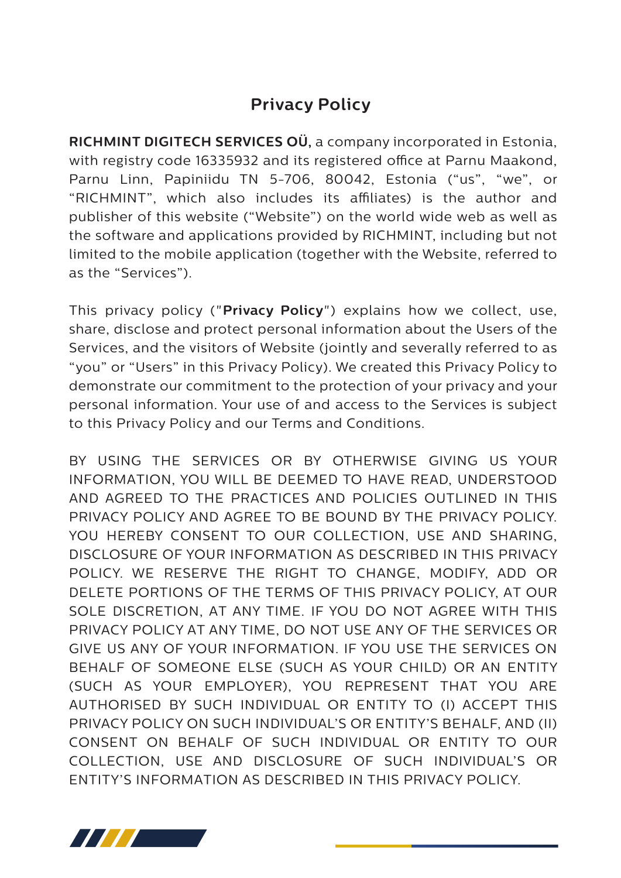# Privacy Policy

**RICHMINT DIGITECH SERVICES OÜ,** a company incorporated in Estonia, with registry code 16335932 and its registered office at Parnu Maakond, Parnu Linn, Papiniidu TN 5-706, 80042, Estonia ("us", "we", or "RICHMINT", which also includes its affiliates) is the author and publisher of this website ("Website") on the world wide web as well as the software and applications provided by RICHMINT, including but not limited to the mobile application (together with the Website, referred to as the "Services").

This privacy policy ("**Privacy Policy**") explains how we collect, use, share, disclose and protect personal information about the Users of the Services, and the visitors of Website (jointly and severally referred to as "you" or "Users" in this Privacy Policy). We created this Privacy Policy to demonstrate our commitment to the protection of your privacy and your personal information. Your use of and access to the Services is subject to this Privacy Policy and our Terms and Conditions.

BY USING THE SERVICES OR BY OTHERWISE GIVING US YOUR INFORMATION, YOU WILL BE DEEMED TO HAVE READ, UNDERSTOOD AND AGREED TO THE PRACTICES AND POLICIES OUTLINED IN THIS PRIVACY POLICY AND AGREE TO BE BOUND BY THE PRIVACY POLICY. YOU HEREBY CONSENT TO OUR COLLECTION, USE AND SHARING, DISCLOSURE OF YOUR INFORMATION AS DESCRIBED IN THIS PRIVACY POLICY. WE RESERVE THE RIGHT TO CHANGE, MODIFY, ADD OR DELETE PORTIONS OF THE TERMS OF THIS PRIVACY POLICY, AT OUR SOLE DISCRETION, AT ANY TIME. IF YOU DO NOT AGREE WITH THIS PRIVACY POLICY AT ANY TIME, DO NOT USE ANY OF THE SERVICES OR GIVE US ANY OF YOUR INFORMATION. IF YOU USE THE SERVICES ON BEHALF OF SOMEONE ELSE (SUCH AS YOUR CHILD) OR AN ENTITY (SUCH AS YOUR EMPLOYER), YOU REPRESENT THAT YOU ARE AUTHORISED BY SUCH INDIVIDUAL OR ENTITY TO (I) ACCEPT THIS PRIVACY POLICY ON SUCH INDIVIDUAL'S OR ENTITY'S BEHALF, AND (II) CONSENT ON BEHALF OF SUCH INDIVIDUAL OR ENTITY TO OUR COLLECTION, USE AND DISCLOSURE OF SUCH INDIVIDUAL'S OR ENTITY'S INFORMATION AS DESCRIBED IN THIS PRIVACY POLICY.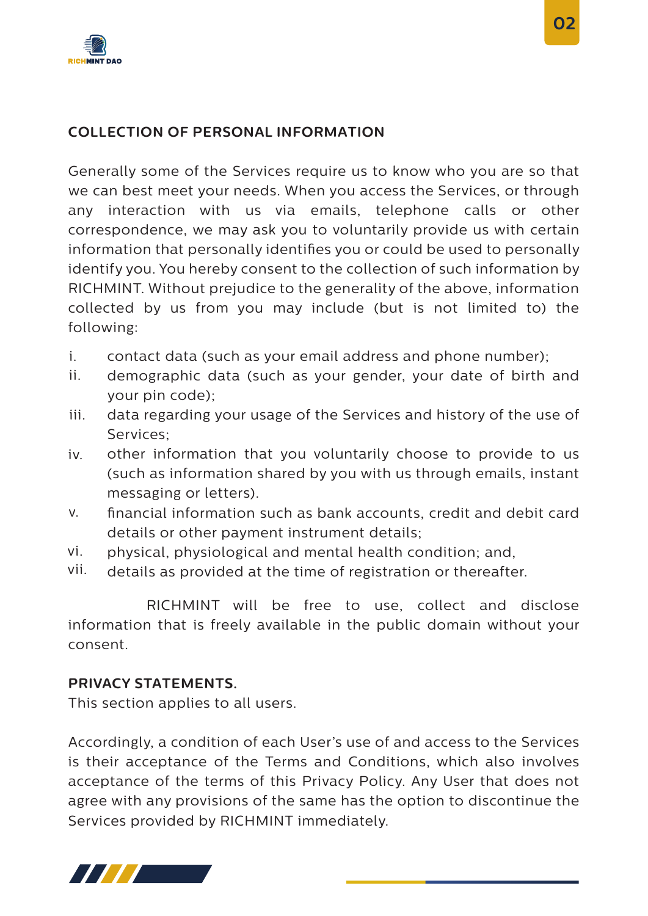## COLLECTION OF PERSONAL INFORMATION

Generally some of the Services require us to know who you are so that we can best meet your needs. When you access the Services, or through any interaction with us via emails, telephone calls or other correspondence, we may ask you to voluntarily provide us with certain information that personally identifies you or could be used to personally identify you. You hereby consent to the collection of such information by RICHMINT. Without prejudice to the generality of the above, information collected by us from you may include (but is not limited to) the following:

i. contact data (such as your email address and phone number);
ii. demographic data (such as your gender, your date of birth and your pin code);
iii. data regarding your usage of the Services and history of the use of Services;
iv. other information that you voluntarily choose to provide to us (such as information shared by you with us through emails, instant messaging or letters).
v. financial information such as bank accounts, credit and debit card details or other payment instrument details;
vi. physical, physiological and mental health condition; and,
vii. details as provided at the time of registration or thereafter.

RICHMINT will be free to use, collect and disclose information that is freely available in the public domain without your consent.

**PRIVACY STATEMENTS.**

This section applies to all users.

Accordingly, a condition of each User's use of and access to the Services is their acceptance of the Terms and Conditions, which also involves acceptance of the terms of this Privacy Policy. Any User that does not agree with any provisions of the same has the option to discontinue the Services provided by RICHMINT immediately.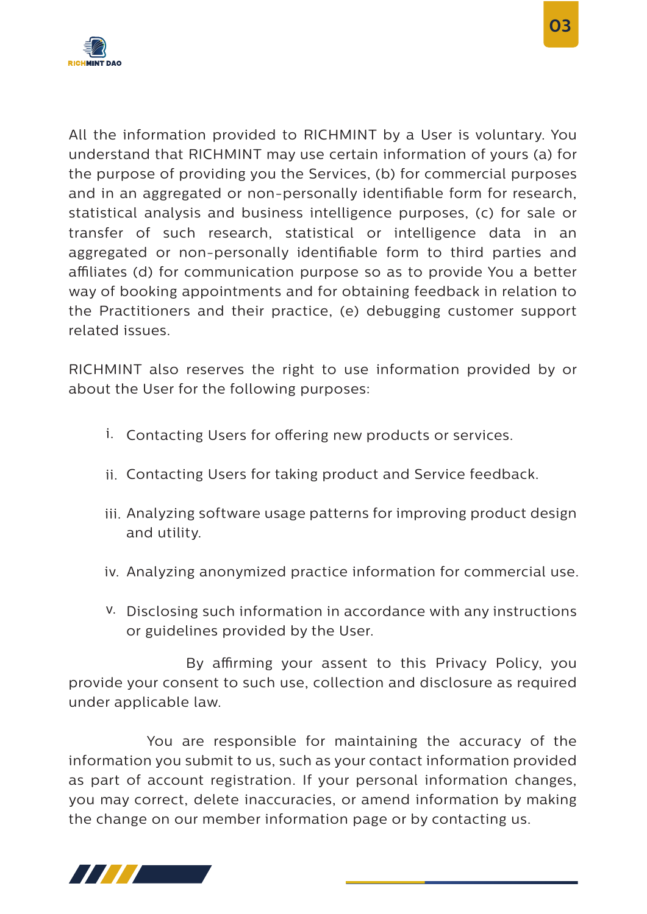All the information provided to RICHMINT by a User is voluntary. You understand that RICHMINT may use certain information of yours (a) for the purpose of providing you the Services, (b) for commercial purposes and in an aggregated or non-personally identifiable form for research, statistical analysis and business intelligence purposes, (c) for sale or transfer of such research, statistical or intelligence data in an aggregated or non-personally identifiable form to third parties and affiliates (d) for communication purpose so as to provide You a better way of booking appointments and for obtaining feedback in relation to the Practitioners and their practice, (e) debugging customer support related issues.

RICHMINT also reserves the right to use information provided by or about the User for the following purposes:

i. Contacting Users for offering new products or services.

ii. Contacting Users for taking product and Service feedback.

iii. Analyzing software usage patterns for improving product design and utility.

iv. Analyzing anonymized practice information for commercial use.

v. Disclosing such information in accordance with any instructions or guidelines provided by the User.

By affirming your assent to this Privacy Policy, you provide your consent to such use, collection and disclosure as required under applicable law.

You are responsible for maintaining the accuracy of the information you submit to us, such as your contact information provided as part of account registration. If your personal information changes, you may correct, delete inaccuracies, or amend information by making the change on our member information page or by contacting us.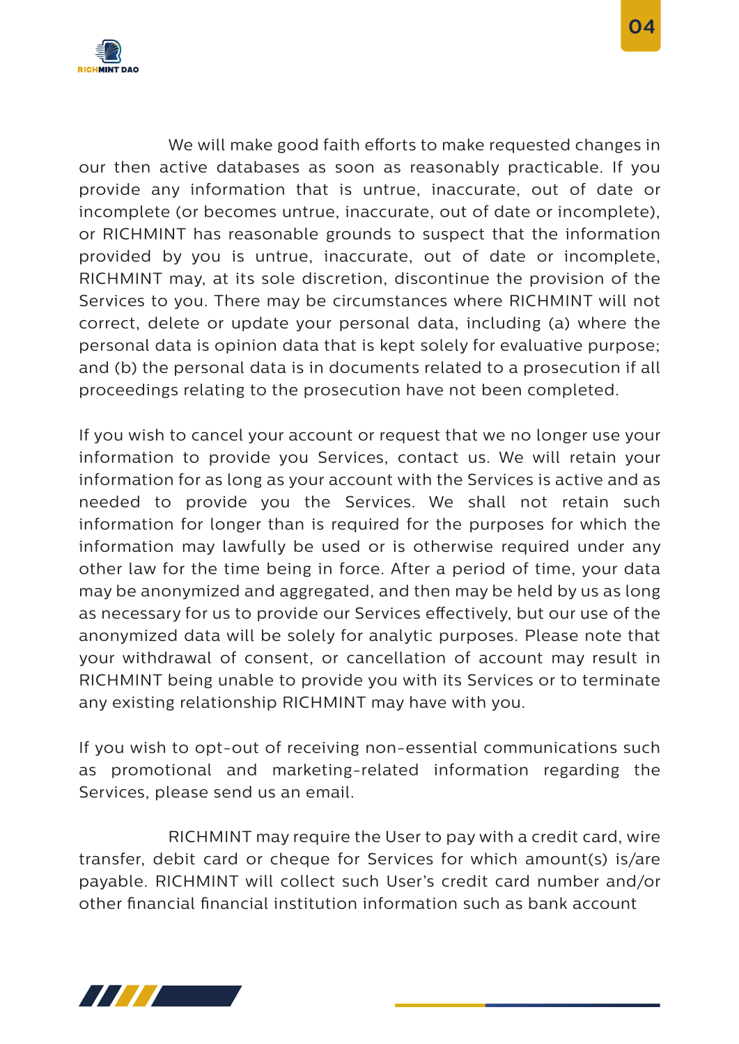We will make good faith efforts to make requested changes in our then active databases as soon as reasonably practicable. If you provide any information that is untrue, inaccurate, out of date or incomplete (or becomes untrue, inaccurate, out of date or incomplete), or RICHMINT has reasonable grounds to suspect that the information provided by you is untrue, inaccurate, out of date or incomplete, RICHMINT may, at its sole discretion, discontinue the provision of the Services to you. There may be circumstances where RICHMINT will not correct, delete or update your personal data, including (a) where the personal data is opinion data that is kept solely for evaluative purpose; and (b) the personal data is in documents related to a prosecution if all proceedings relating to the prosecution have not been completed.

If you wish to cancel your account or request that we no longer use your information to provide you Services, contact us. We will retain your information for as long as your account with the Services is active and as needed to provide you the Services. We shall not retain such information for longer than is required for the purposes for which the information may lawfully be used or is otherwise required under any other law for the time being in force. After a period of time, your data may be anonymized and aggregated, and then may be held by us as long as necessary for us to provide our Services effectively, but our use of the anonymized data will be solely for analytic purposes. Please note that your withdrawal of consent, or cancellation of account may result in RICHMINT being unable to provide you with its Services or to terminate any existing relationship RICHMINT may have with you.

If you wish to opt-out of receiving non-essential communications such as promotional and marketing-related information regarding the Services, please send us an email.

RICHMINT may require the User to pay with a credit card, wire transfer, debit card or cheque for Services for which amount(s) is/are payable. RICHMINT will collect such User's credit card number and/or other financial financial institution information such as bank account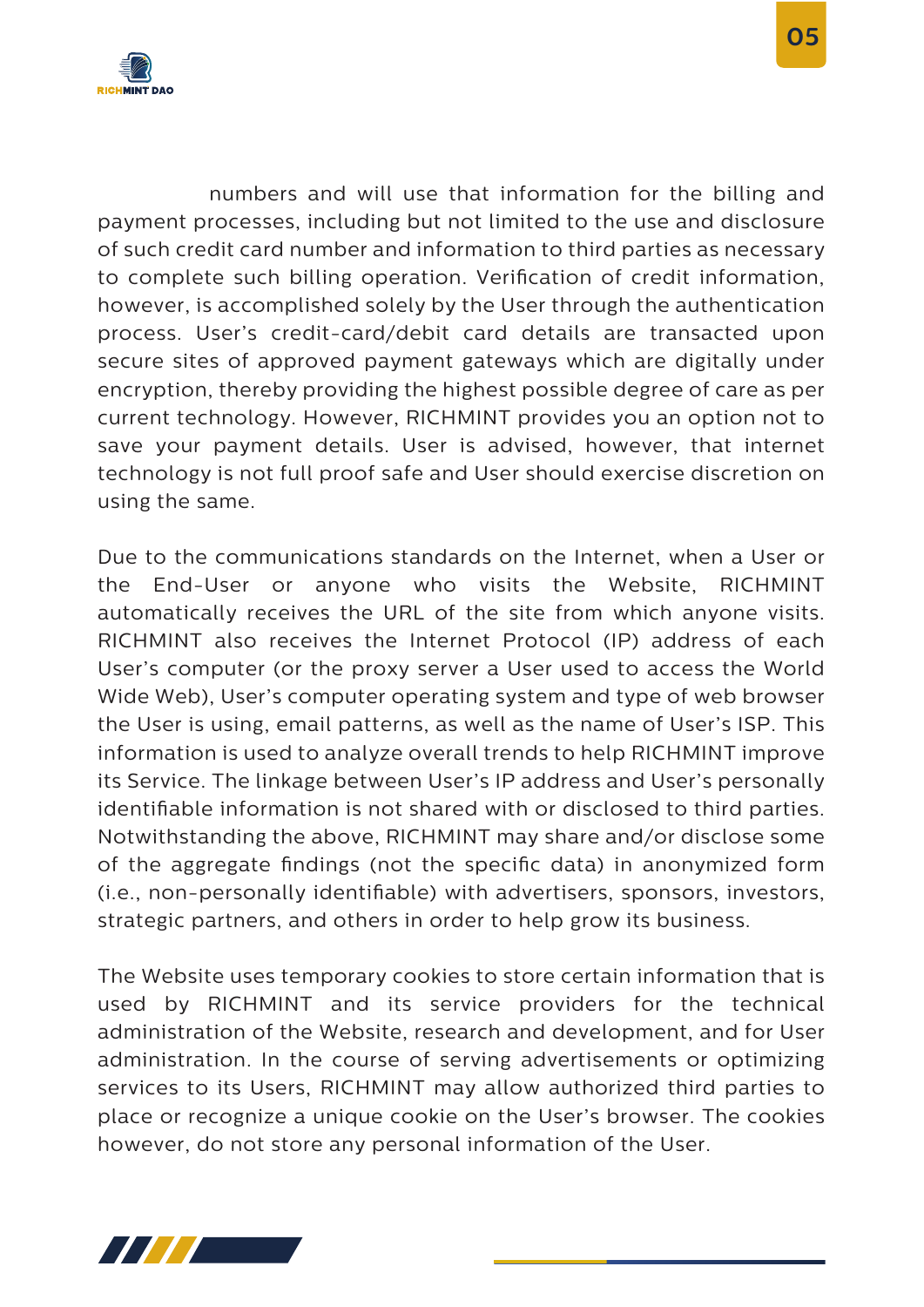numbers and will use that information for the billing and payment processes, including but not limited to the use and disclosure of such credit card number and information to third parties as necessary to complete such billing operation. Verification of credit information, however, is accomplished solely by the User through the authentication process. User's credit-card/debit card details are transacted upon secure sites of approved payment gateways which are digitally under encryption, thereby providing the highest possible degree of care as per current technology. However, RICHMINT provides you an option not to save your payment details. User is advised, however, that internet technology is not full proof safe and User should exercise discretion on using the same.

Due to the communications standards on the Internet, when a User or the End-User or anyone who visits the Website, RICHMINT automatically receives the URL of the site from which anyone visits. RICHMINT also receives the Internet Protocol (IP) address of each User's computer (or the proxy server a User used to access the World Wide Web), User's computer operating system and type of web browser the User is using, email patterns, as well as the name of User's ISP. This information is used to analyze overall trends to help RICHMINT improve its Service. The linkage between User's IP address and User's personally identifiable information is not shared with or disclosed to third parties. Notwithstanding the above, RICHMINT may share and/or disclose some of the aggregate findings (not the specific data) in anonymized form (i.e., non-personally identifiable) with advertisers, sponsors, investors, strategic partners, and others in order to help grow its business.

The Website uses temporary cookies to store certain information that is used by RICHMINT and its service providers for the technical administration of the Website, research and development, and for User administration. In the course of serving advertisements or optimizing services to its Users, RICHMINT may allow authorized third parties to place or recognize a unique cookie on the User's browser. The cookies however, do not store any personal information of the User.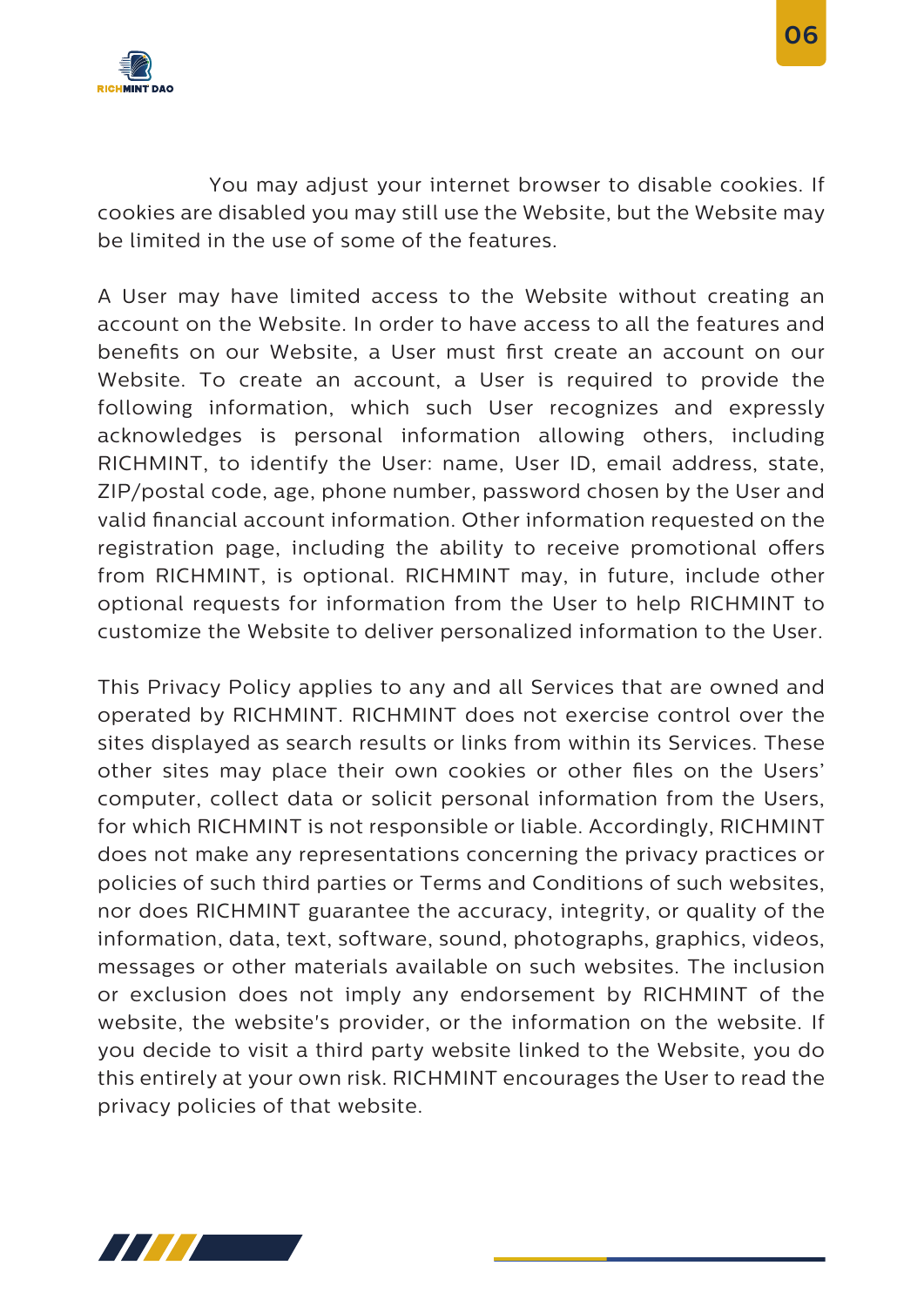You may adjust your internet browser to disable cookies. If cookies are disabled you may still use the Website, but the Website may be limited in the use of some of the features.

A User may have limited access to the Website without creating an account on the Website. In order to have access to all the features and benefits on our Website, a User must first create an account on our Website. To create an account, a User is required to provide the following information, which such User recognizes and expressly acknowledges is personal information allowing others, including RICHMINT, to identify the User: name, User ID, email address, state, ZIP/postal code, age, phone number, password chosen by the User and valid financial account information. Other information requested on the registration page, including the ability to receive promotional offers from RICHMINT, is optional. RICHMINT may, in future, include other optional requests for information from the User to help RICHMINT to customize the Website to deliver personalized information to the User.

This Privacy Policy applies to any and all Services that are owned and operated by RICHMINT. RICHMINT does not exercise control over the sites displayed as search results or links from within its Services. These other sites may place their own cookies or other files on the Users' computer, collect data or solicit personal information from the Users, for which RICHMINT is not responsible or liable. Accordingly, RICHMINT does not make any representations concerning the privacy practices or policies of such third parties or Terms and Conditions of such websites, nor does RICHMINT guarantee the accuracy, integrity, or quality of the information, data, text, software, sound, photographs, graphics, videos, messages or other materials available on such websites. The inclusion or exclusion does not imply any endorsement by RICHMINT of the website, the website's provider, or the information on the website. If you decide to visit a third party website linked to the Website, you do this entirely at your own risk. RICHMINT encourages the User to read the privacy policies of that website.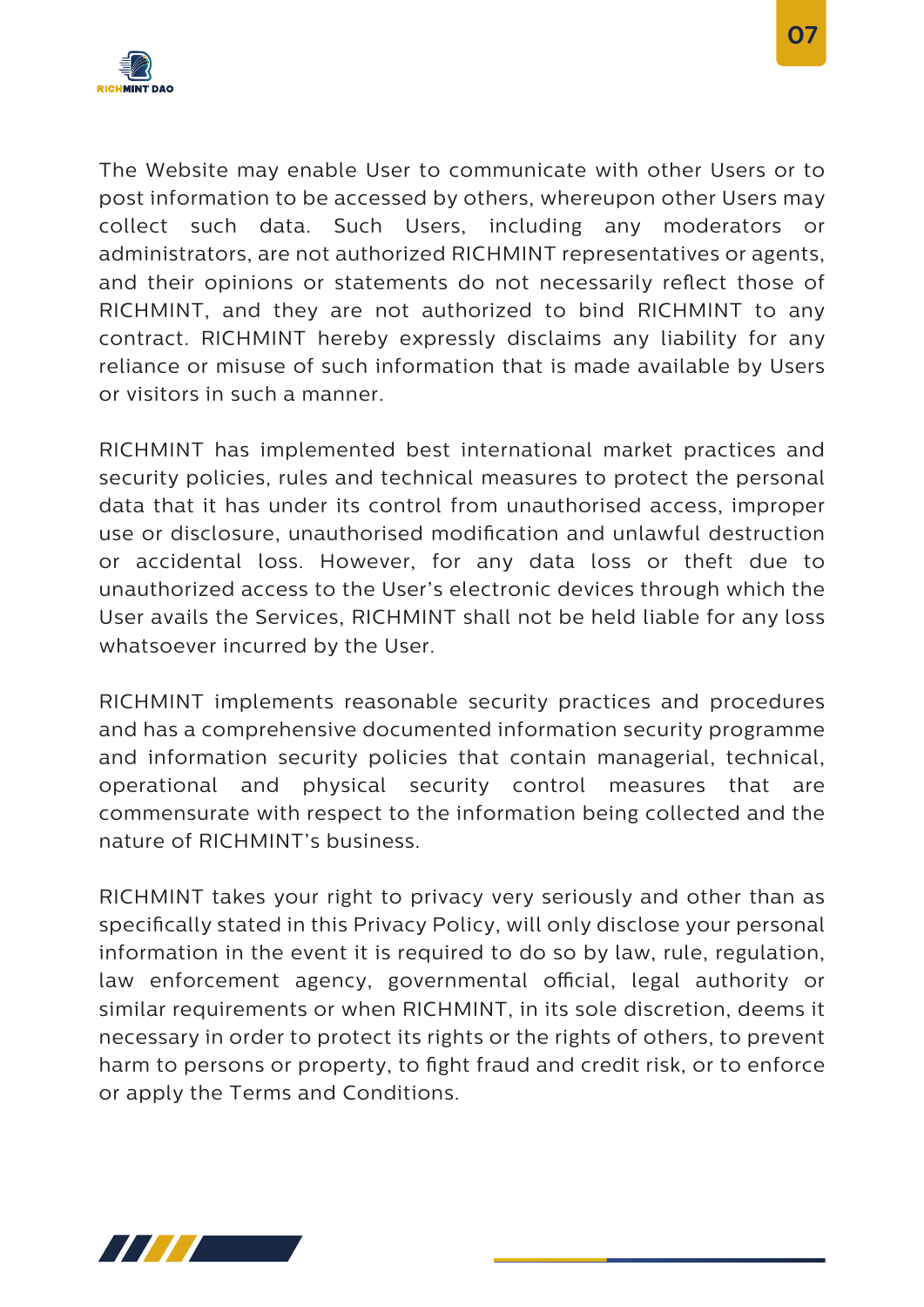The Website may enable User to communicate with other Users or to post information to be accessed by others, whereupon other Users may collect such data. Such Users, including any moderators or administrators, are not authorized RICHMINT representatives or agents, and their opinions or statements do not necessarily reflect those of RICHMINT, and they are not authorized to bind RICHMINT to any contract. RICHMINT hereby expressly disclaims any liability for any reliance or misuse of such information that is made available by Users or visitors in such a manner.

RICHMINT has implemented best international market practices and security policies, rules and technical measures to protect the personal data that it has under its control from unauthorised access, improper use or disclosure, unauthorised modification and unlawful destruction or accidental loss. However, for any data loss or theft due to unauthorized access to the User's electronic devices through which the User avails the Services, RICHMINT shall not be held liable for any loss whatsoever incurred by the User.

RICHMINT implements reasonable security practices and procedures and has a comprehensive documented information security programme and information security policies that contain managerial, technical, operational and physical security control measures that are commensurate with respect to the information being collected and the nature of RICHMINT's business.

RICHMINT takes your right to privacy very seriously and other than as specifically stated in this Privacy Policy, will only disclose your personal information in the event it is required to do so by law, rule, regulation, law enforcement agency, governmental official, legal authority or similar requirements or when RICHMINT, in its sole discretion, deems it necessary in order to protect its rights or the rights of others, to prevent harm to persons or property, to fight fraud and credit risk, or to enforce or apply the Terms and Conditions.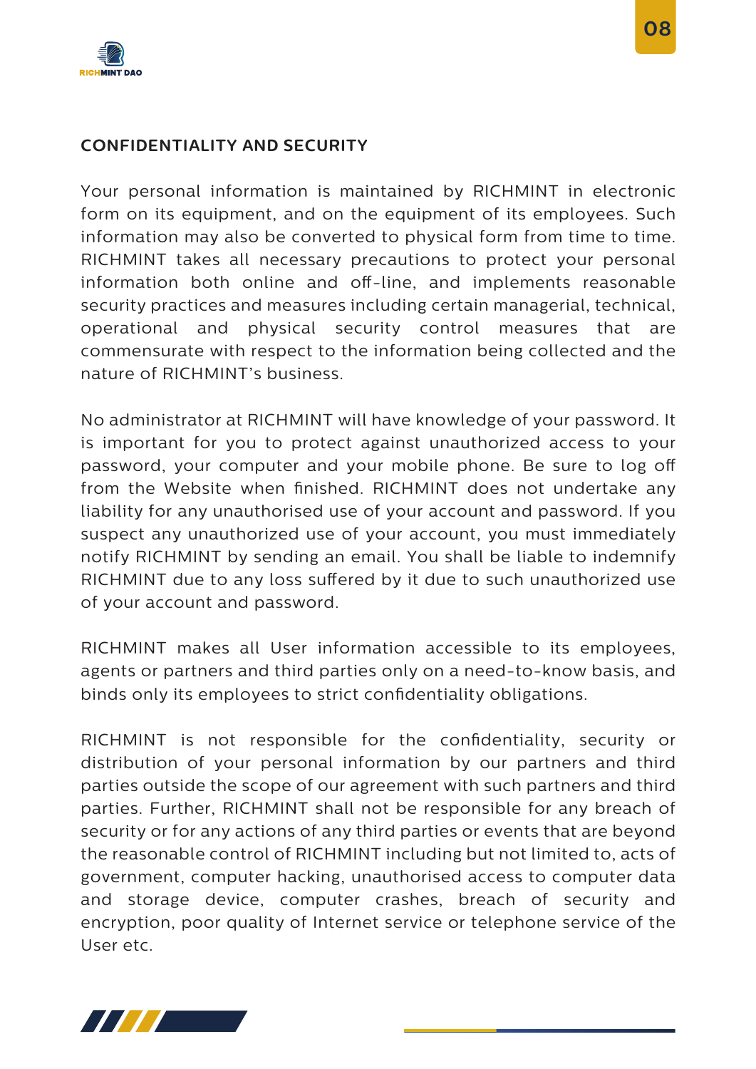## CONFIDENTIALITY AND SECURITY

Your personal information is maintained by RICHMINT in electronic form on its equipment, and on the equipment of its employees. Such information may also be converted to physical form from time to time. RICHMINT takes all necessary precautions to protect your personal information both online and off-line, and implements reasonable security practices and measures including certain managerial, technical, operational and physical security control measures that are commensurate with respect to the information being collected and the nature of RICHMINT's business.

No administrator at RICHMINT will have knowledge of your password. It is important for you to protect against unauthorized access to your password, your computer and your mobile phone. Be sure to log off from the Website when finished. RICHMINT does not undertake any liability for any unauthorised use of your account and password. If you suspect any unauthorized use of your account, you must immediately notify RICHMINT by sending an email. You shall be liable to indemnify RICHMINT due to any loss suffered by it due to such unauthorized use of your account and password.

RICHMINT makes all User information accessible to its employees, agents or partners and third parties only on a need-to-know basis, and binds only its employees to strict confidentiality obligations.

RICHMINT is not responsible for the confidentiality, security or distribution of your personal information by our partners and third parties outside the scope of our agreement with such partners and third parties. Further, RICHMINT shall not be responsible for any breach of security or for any actions of any third parties or events that are beyond the reasonable control of RICHMINT including but not limited to, acts of government, computer hacking, unauthorised access to computer data and storage device, computer crashes, breach of security and encryption, poor quality of Internet service or telephone service of the User etc.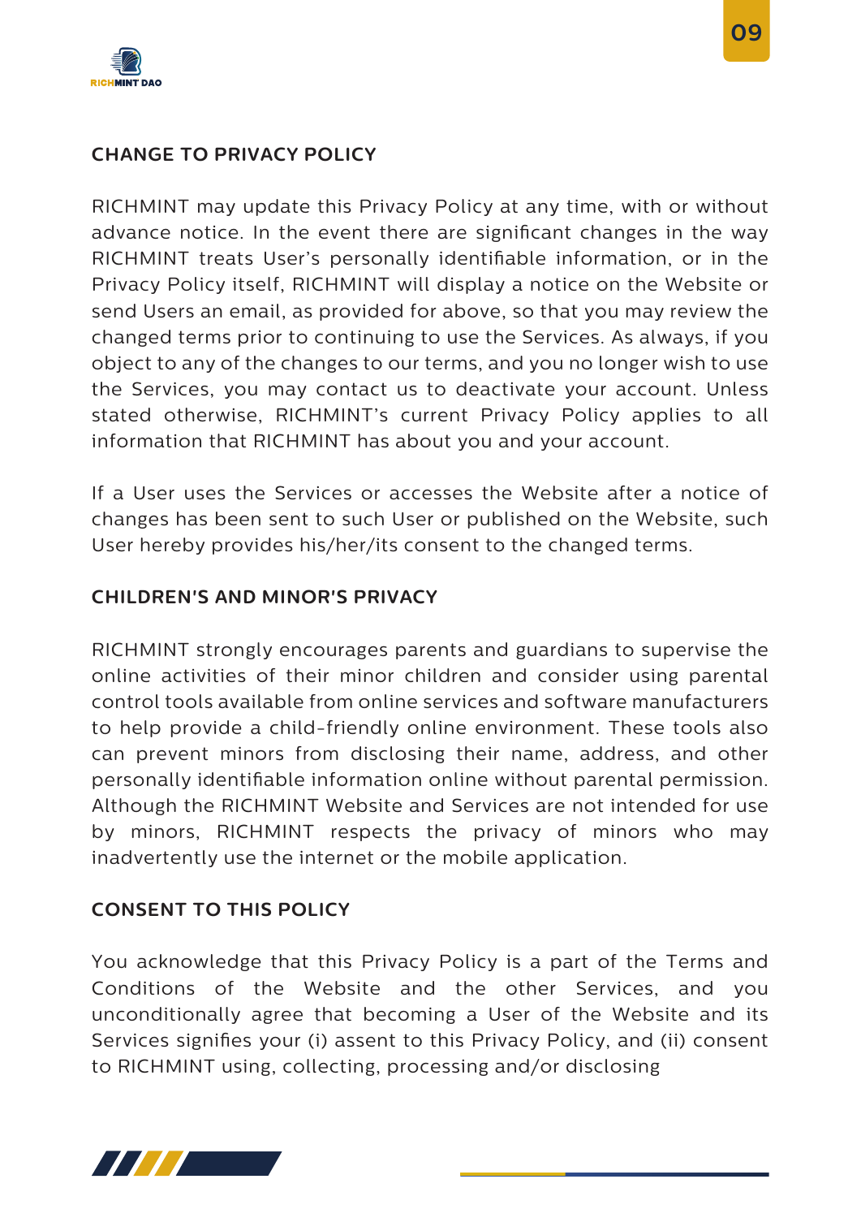## CHANGE TO PRIVACY POLICY

RICHMINT may update this Privacy Policy at any time, with or without advance notice. In the event there are significant changes in the way RICHMINT treats User's personally identifiable information, or in the Privacy Policy itself, RICHMINT will display a notice on the Website or send Users an email, as provided for above, so that you may review the changed terms prior to continuing to use the Services. As always, if you object to any of the changes to our terms, and you no longer wish to use the Services, you may contact us to deactivate your account. Unless stated otherwise, RICHMINT's current Privacy Policy applies to all information that RICHMINT has about you and your account.

If a User uses the Services or accesses the Website after a notice of changes has been sent to such User or published on the Website, such User hereby provides his/her/its consent to the changed terms.

## CHILDREN'S AND MINOR'S PRIVACY

RICHMINT strongly encourages parents and guardians to supervise the online activities of their minor children and consider using parental control tools available from online services and software manufacturers to help provide a child-friendly online environment. These tools also can prevent minors from disclosing their name, address, and other personally identifiable information online without parental permission. Although the RICHMINT Website and Services are not intended for use by minors, RICHMINT respects the privacy of minors who may inadvertently use the internet or the mobile application.

## CONSENT TO THIS POLICY

You acknowledge that this Privacy Policy is a part of the Terms and Conditions of the Website and the other Services, and you unconditionally agree that becoming a User of the Website and its Services signifies your (i) assent to this Privacy Policy, and (ii) consent to RICHMINT using, collecting, processing and/or disclosing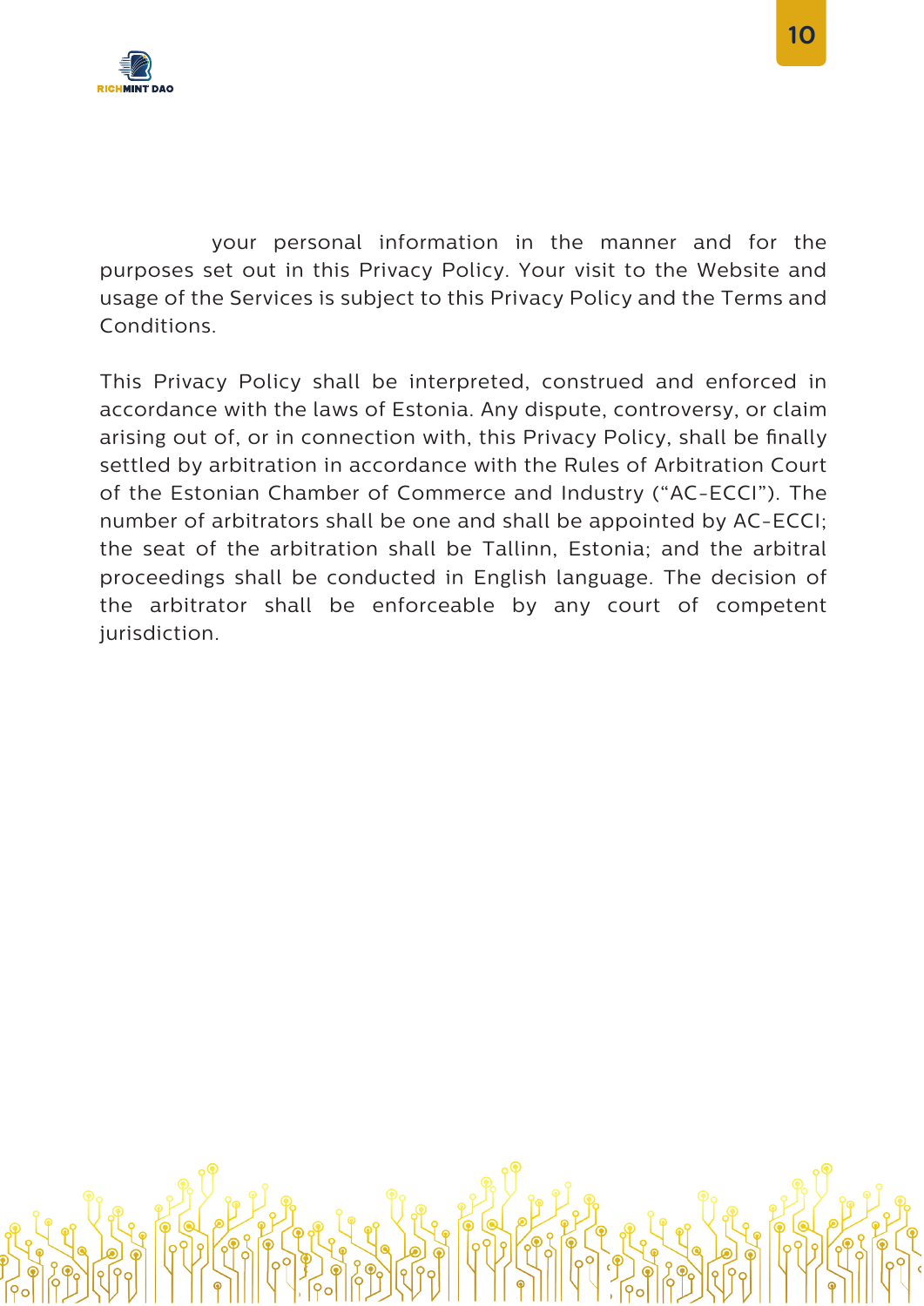your personal information in the manner and for the purposes set out in this Privacy Policy. Your visit to the Website and usage of the Services is subject to this Privacy Policy and the Terms and Conditions.

This Privacy Policy shall be interpreted, construed and enforced in accordance with the laws of Estonia. Any dispute, controversy, or claim arising out of, or in connection with, this Privacy Policy, shall be finally settled by arbitration in accordance with the Rules of Arbitration Court of the Estonian Chamber of Commerce and Industry (“AC-ECCI”). The number of arbitrators shall be one and shall be appointed by AC-ECCI; the seat of the arbitration shall be Tallinn, Estonia; and the arbitral proceedings shall be conducted in English language. The decision of the arbitrator shall be enforceable by any court of competent jurisdiction.